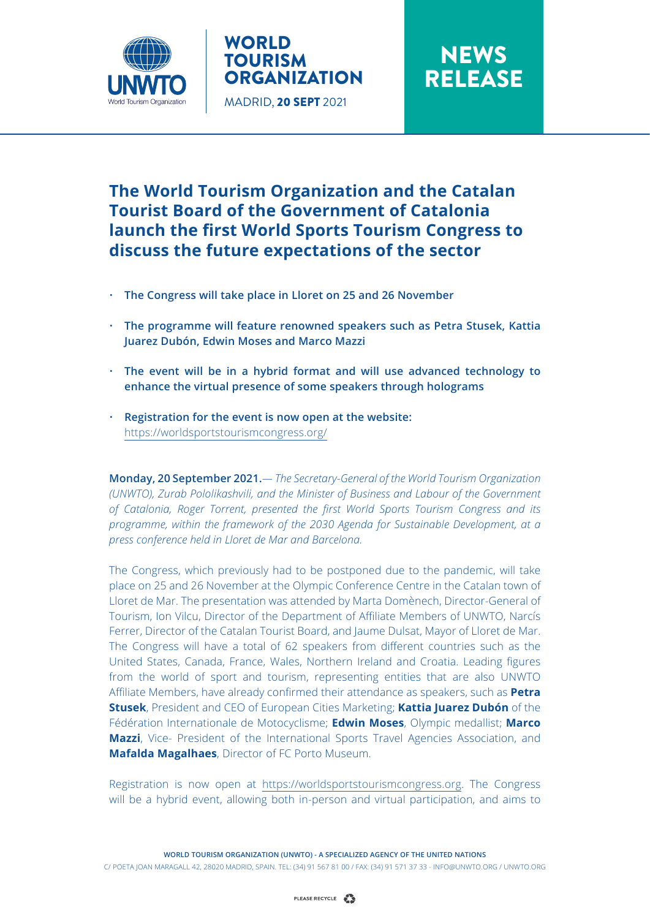# The World Tourism Organization and the Catalan Tourist Board of the Government of Catalonia launch the first World Sports Tourism Congress to discuss the future expectations of the sector

- **The Congress will take place in Lloret on 25 and 26 November**
- **The programme will feature renowned speakers such as Petra Stusek, Kattia Juarez Dubón, Edwin Moses and Marco Mazzi**
- **The event will be in a hybrid format and will use advanced technology to enhance the virtual presence of some speakers through holograms**
- **Registration for the event is now open at the website:** https://worldsportstourismcongress.org/

**Monday, 20 September 2021.**— *The Secretary-General of the World Tourism Organization (UNWTO), Zurab Pololikashvili, and the Minister of Business and Labour of the Government of Catalonia, Roger Torrent, presented the first World Sports Tourism Congress and its programme, within the framework of the 2030 Agenda for Sustainable Development, at a press conference held in Lloret de Mar and Barcelona.*

The Congress, which previously had to be postponed due to the pandemic, will take place on 25 and 26 November at the Olympic Conference Centre in the Catalan town of Lloret de Mar. The presentation was attended by Marta Domènech, Director-General of Tourism, Ion Vilcu, Director of the Department of Affiliate Members of UNWTO, Narcís Ferrer, Director of the Catalan Tourist Board, and Jaume Dulsat, Mayor of Lloret de Mar. The Congress will have a total of 62 speakers from different countries such as the United States, Canada, France, Wales, Northern Ireland and Croatia. Leading figures from the world of sport and tourism, representing entities that are also UNWTO Affiliate Members, have already confirmed their attendance as speakers, such as **Petra Stusek**, President and CEO of European Cities Marketing; **Kattia Juarez Dubón** of the Fédération Internationale de Motocyclisme; **Edwin Moses**, Olympic medallist; **Marco Mazzi**, Vice- President of the International Sports Travel Agencies Association, and **Mafalda Magalhaes**, Director of FC Porto Museum.

Registration is now open at https://worldsportstourismcongress.org. The Congress will be a hybrid event, allowing both in-person and virtual participation, and aims to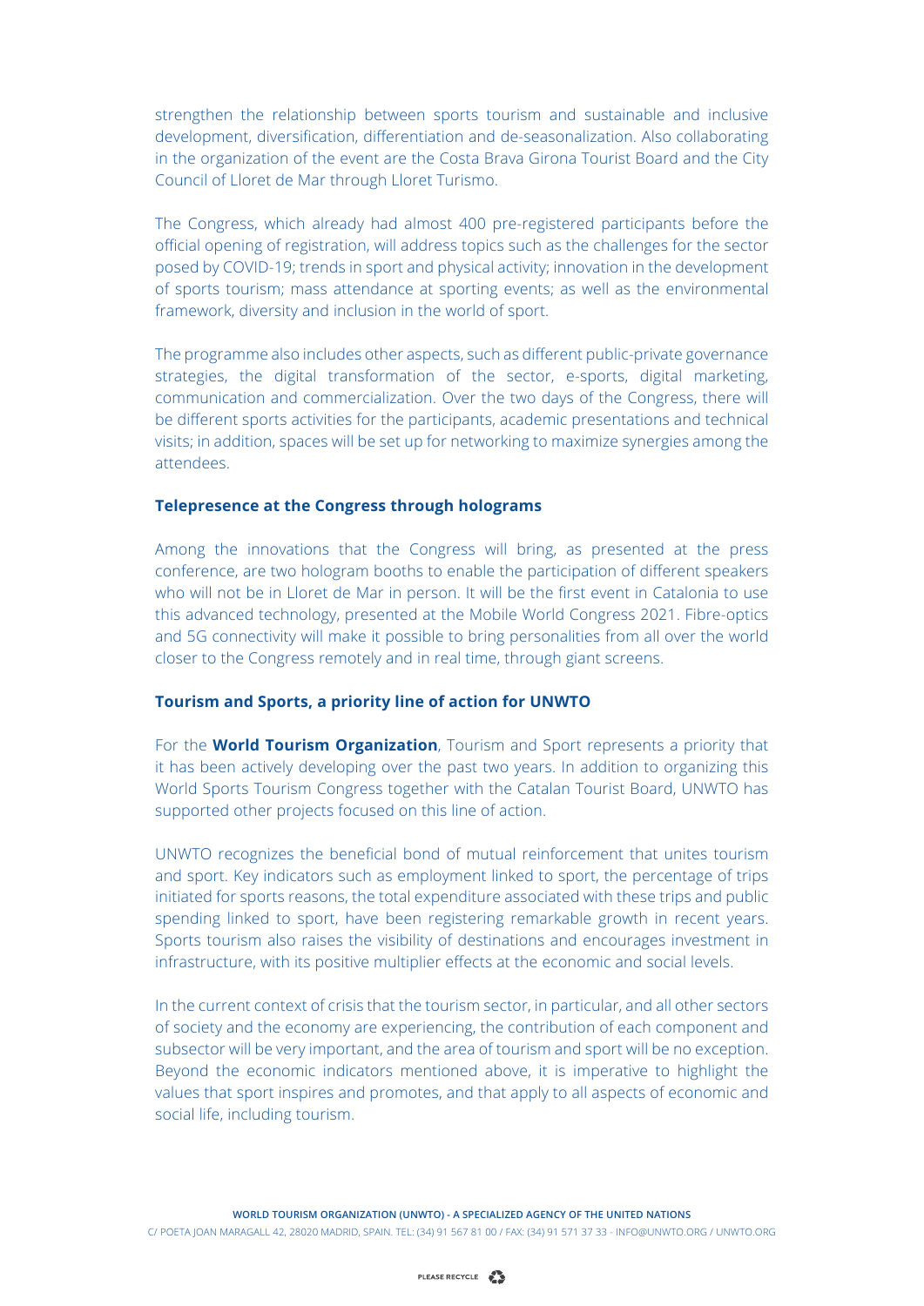strengthen the relationship between sports tourism and sustainable and inclusive development, diversification, differentiation and de-seasonalization. Also collaborating in the organization of the event are the Costa Brava Girona Tourist Board and the City Council of Lloret de Mar through Lloret Turismo.

The Congress, which already had almost 400 pre-registered participants before the official opening of registration, will address topics such as the challenges for the sector posed by COVID-19; trends in sport and physical activity; innovation in the development of sports tourism; mass attendance at sporting events; as well as the environmental framework, diversity and inclusion in the world of sport.

The programme also includes other aspects, such as different public-private governance strategies, the digital transformation of the sector, e-sports, digital marketing, communication and commercialization. Over the two days of the Congress, there will be different sports activities for the participants, academic presentations and technical visits; in addition, spaces will be set up for networking to maximize synergies among the attendees.

### Telepresence at the Congress through holograms

Among the innovations that the Congress will bring, as presented at the press conference, are two hologram booths to enable the participation of different speakers who will not be in Lloret de Mar in person. It will be the first event in Catalonia to use this advanced technology, presented at the Mobile World Congress 2021. Fibre-optics and 5G connectivity will make it possible to bring personalities from all over the world closer to the Congress remotely and in real time, through giant screens.

### Tourism and Sports, a priority line of action for UNWTO

For the **World Tourism Organization**, Tourism and Sport represents a priority that it has been actively developing over the past two years. In addition to organizing this World Sports Tourism Congress together with the Catalan Tourist Board, UNWTO has supported other projects focused on this line of action.

UNWTO recognizes the beneficial bond of mutual reinforcement that unites tourism and sport. Key indicators such as employment linked to sport, the percentage of trips initiated for sports reasons, the total expenditure associated with these trips and public spending linked to sport, have been registering remarkable growth in recent years. Sports tourism also raises the visibility of destinations and encourages investment in infrastructure, with its positive multiplier effects at the economic and social levels.

In the current context of crisis that the tourism sector, in particular, and all other sectors of society and the economy are experiencing, the contribution of each component and subsector will be very important, and the area of tourism and sport will be no exception. Beyond the economic indicators mentioned above, it is imperative to highlight the values that sport inspires and promotes, and that apply to all aspects of economic and social life, including tourism.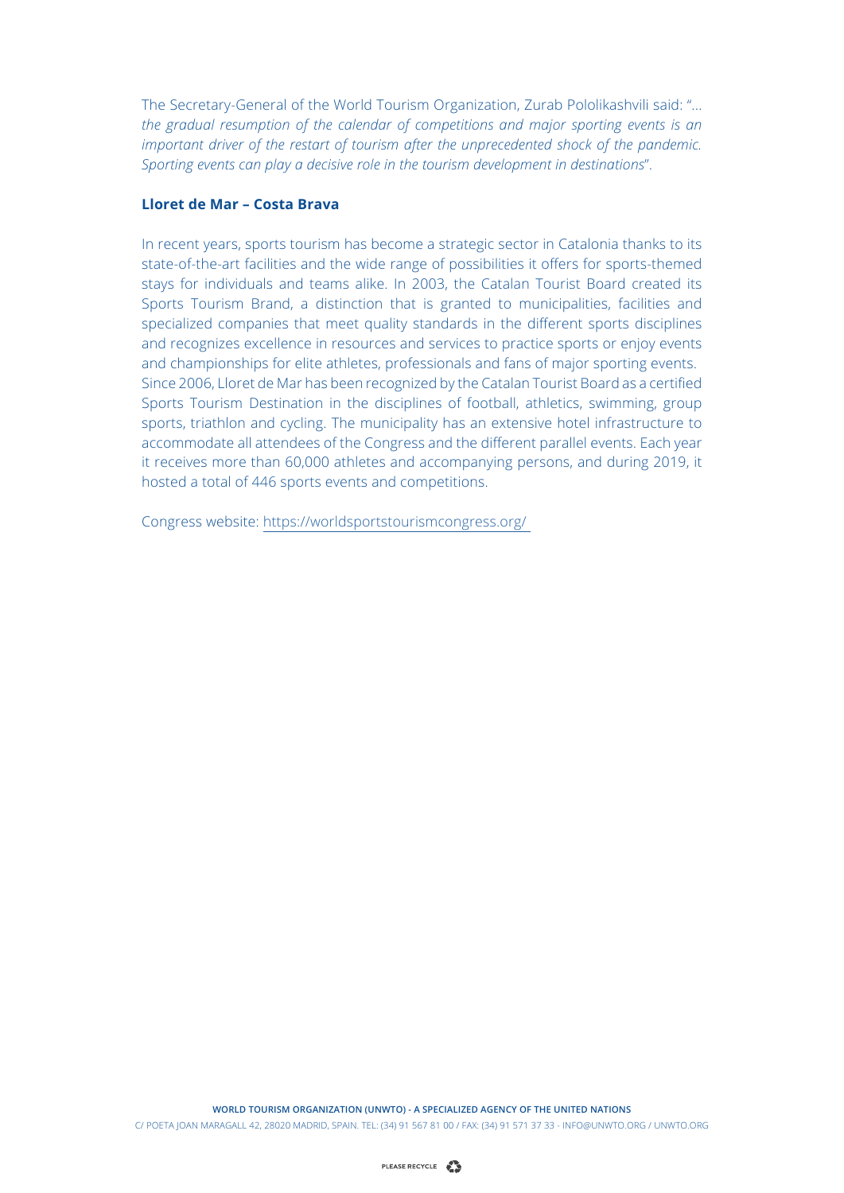The Secretary-General of the World Tourism Organization, Zurab Pololikashvili said: "*... the gradual resumption of the calendar of competitions and major sporting events is an important driver of the restart of tourism after the unprecedented shock of the pandemic. Sporting events can play a decisive role in the tourism development in destinations*".

**Lloret de Mar – Costa Brava**

In recent years, sports tourism has become a strategic sector in Catalonia thanks to its state-of-the-art facilities and the wide range of possibilities it offers for sports-themed stays for individuals and teams alike. In 2003, the Catalan Tourist Board created its Sports Tourism Brand, a distinction that is granted to municipalities, facilities and specialized companies that meet quality standards in the different sports disciplines and recognizes excellence in resources and services to practice sports or enjoy events and championships for elite athletes, professionals and fans of major sporting events. Since 2006, Lloret de Mar has been recognized by the Catalan Tourist Board as a certified Sports Tourism Destination in the disciplines of football, athletics, swimming, group sports, triathlon and cycling. The municipality has an extensive hotel infrastructure to accommodate all attendees of the Congress and the different parallel events. Each year it receives more than 60,000 athletes and accompanying persons, and during 2019, it hosted a total of 446 sports events and competitions.

Congress website: https://worldsportstourismcongress.org/